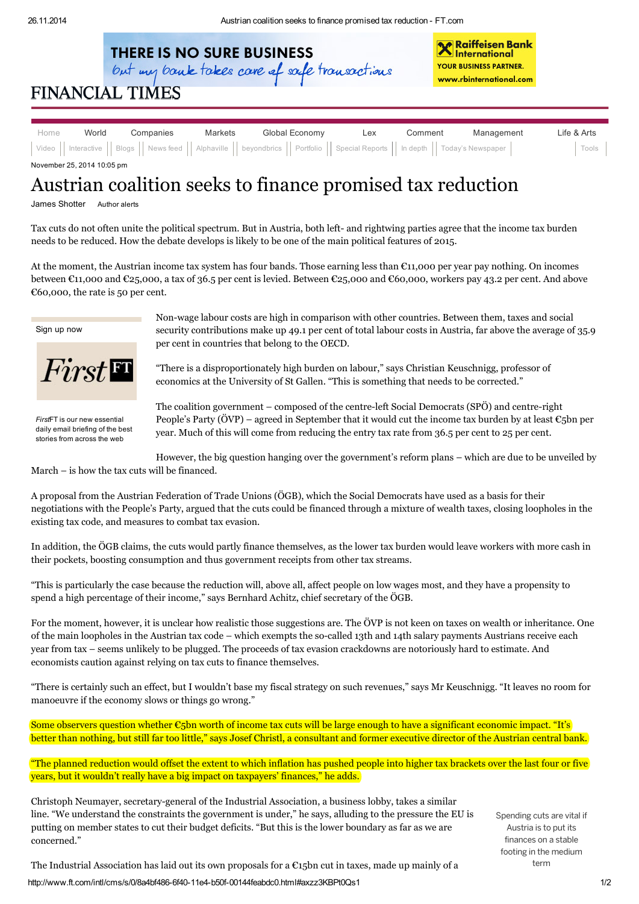# Austrian coalition seeks to finance promised tax reduction

November 25, 2014 10:05 pm

James Shotter

Tax cuts do not often unite the political spectrum. But in Austria, both left- and rightwing parties agree that the income tax burden needs to be reduced. How the debate develops is likely to be one of the main political features of 2015.

At the moment, the Austrian income tax system has four bands. Those earning less than €11,000 per year pay nothing. On incomes between €11,000 and €25,000, a tax of 36.5 per cent is levied. Between €25,000 and €60,000, workers pay 43.2 per cent. And above €60,000, the rate is 50 per cent.

Non-wage labour costs are high in comparison with other countries. Between them, taxes and social security contributions make up 49.1 per cent of total labour costs in Austria, far above the average of 35.9 per cent in countries that belong to the OECD.

"There is a disproportionately high burden on labour," says Christian Keuschnigg, professor of economics at the University of St Gallen. "This is something that needs to be corrected."

The coalition government – composed of the centre-left Social Democrats (SPÖ) and centre-right People's Party (ÖVP) – agreed in September that it would cut the income tax burden by at least €5bn per year. Much of this will come from reducing the entry tax rate from 36.5 per cent to 25 per cent.

However, the big question hanging over the government's reform plans – which are due to be unveiled by March – is how the tax cuts will be financed.

A proposal from the Austrian Federation of Trade Unions (ÖGB), which the Social Democrats have used as a basis for their negotiations with the People's Party, argued that the cuts could be financed through a mixture of wealth taxes, closing loopholes in the existing tax code, and measures to combat tax evasion.

In addition, the ÖGB claims, the cuts would partly finance themselves, as the lower tax burden would leave workers with more cash in their pockets, boosting consumption and thus government receipts from other tax streams.

"This is particularly the case because the reduction will, above all, affect people on low wages most, and they have a propensity to spend a high percentage of their income," says Bernhard Achitz, chief secretary of the ÖGB.

For the moment, however, it is unclear how realistic those suggestions are. The ÖVP is not keen on taxes on wealth or inheritance. One of the main loopholes in the Austrian tax code – which exempts the so-called 13th and 14th salary payments Austrians receive each year from tax – seems unlikely to be plugged. The proceeds of tax evasion crackdowns are notoriously hard to estimate. And economists caution against relying on tax cuts to finance themselves.

"There is certainly such an effect, but I wouldn't base my fiscal strategy on such revenues," says Mr Keuschnigg. "It leaves no room for manoeuvre if the economy slows or things go wrong."

Some observers question whether €5bn worth of income tax cuts will be large enough to have a significant economic impact. "It's better than nothing, but still far too little," says Josef Christl, a consultant and former executive director of the Austrian central bank.

"The planned reduction would offset the extent to which inflation has pushed people into higher tax brackets over the last four or five years, but it wouldn't really have a big impact on taxpayers' finances," he adds.

Christoph Neumayer, secretary-general of the Industrial Association, a business lobby, takes a similar line. "We understand the constraints the government is under," he says, alluding to the pressure the EU is putting on member states to cut their budget deficits. "But this is the lower boundary as far as we are concerned."

> Spending cuts are vital if Austria is to put its finances on a stable footing in the medium term

The Industrial Association has laid out its own proposals for a €15bn cut in taxes, made up mainly of a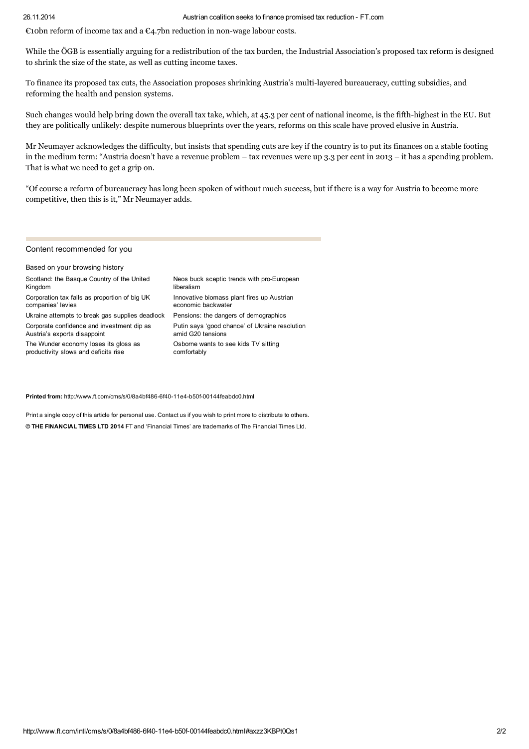€10bn reform of income tax and a €4.7bn reduction in non-wage labour costs.

While the ÖGB is essentially arguing for a redistribution of the tax burden, the Industrial Association's proposed tax reform is designed to shrink the size of the state, as well as cutting income taxes.

To finance its proposed tax cuts, the Association proposes shrinking Austria's multi-layered bureaucracy, cutting subsidies, and reforming the health and pension systems.

Such changes would help bring down the overall tax take, which, at 45.3 per cent of national income, is the fifth-highest in the EU. But they are politically unlikely: despite numerous blueprints over the years, reforms on this scale have proved elusive in Austria.

Mr Neumayer acknowledges the difficulty, but insists that spending cuts are key if the country is to put its finances on a stable footing in the medium term: "Austria doesn't have a revenue problem – tax revenues were up 3.3 per cent in 2013 – it has a spending problem. That is what we need to get a grip on.

"Of course a reform of bureaucracy has long been spoken of without much success, but if there is a way for Austria to become more competitive, then this is it," Mr Neumayer adds.

Content recommended for you

Based on your browsing history

- Scotland: the Basque Country of the United Kingdom
- Corporation tax falls as proportion of big UK companies' levies
- Ukraine attempts to break gas supplies deadlock
- Corporate confidence and investment dip as Austria's exports disappoint
- The Wunder economy loses its gloss as productivity slows and deficits rise
- Neos buck sceptic trends with pro-European liberalism
- Innovative biomass plant fires up Austrian economic backwater
- Pensions: the dangers of demographics
- Putin says 'good chance' of Ukraine resolution amid G20 tensions
- Osborne wants to see kids TV sitting comfortably

**Printed from:** http://www.ft.com/cms/s/0/8a4bf486-6f40-11e4-b50f-00144feabdc0.html

Print a single copy of this article for personal use. Contact us if you wish to print more to distribute to others.

**© THE FINANCIAL TIMES LTD 2014** FT and 'Financial Times' are trademarks of The Financial Times Ltd.